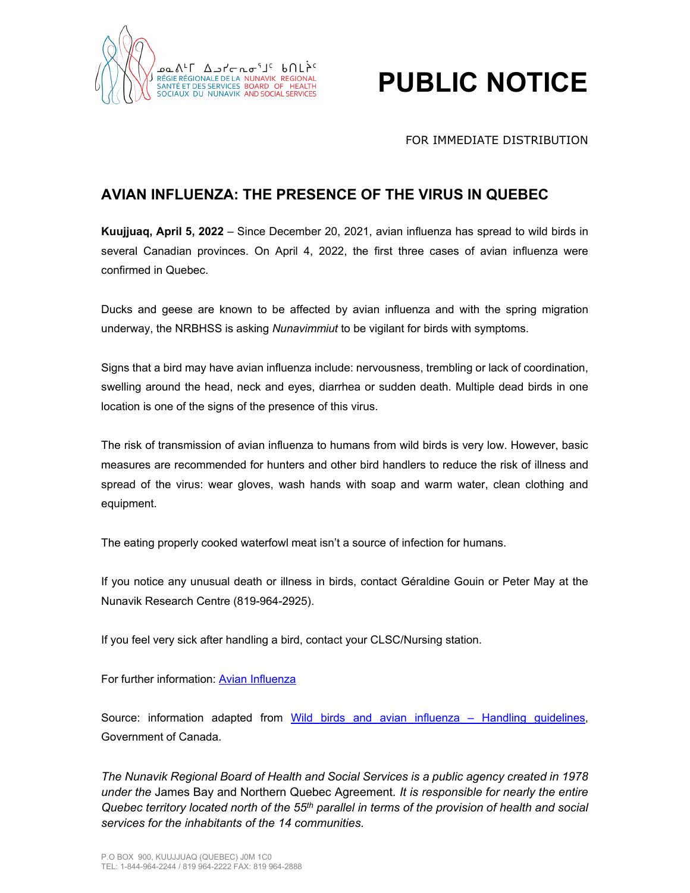ᓄᓇᕕᒻᒥ ᐃᓗᓯᓕᕆᓂᕐᒧᑦ ᑲᑎᒪᔩᑦ
RÉGIE RÉGIONALE DE LA SANTÉ ET DES SERVICES SOCIAUX DU NUNAVIK
NUNAVIK REGIONAL BOARD OF HEALTH AND SOCIAL SERVICES

# PUBLIC NOTICE

FOR IMMEDIATE DISTRIBUTION

## AVIAN INFLUENZA: THE PRESENCE OF THE VIRUS IN QUEBEC

**Kuujjuaq, April 5, 2022** – Since December 20, 2021, avian influenza has spread to wild birds in several Canadian provinces. On April 4, 2022, the first three cases of avian influenza were confirmed in Quebec.

Ducks and geese are known to be affected by avian influenza and with the spring migration underway, the NRBHSS is asking *Nunavimmiut* to be vigilant for birds with symptoms.

Signs that a bird may have avian influenza include: nervousness, trembling or lack of coordination, swelling around the head, neck and eyes, diarrhea or sudden death. Multiple dead birds in one location is one of the signs of the presence of this virus.

The risk of transmission of avian influenza to humans from wild birds is very low. However, basic measures are recommended for hunters and other bird handlers to reduce the risk of illness and spread of the virus: wear gloves, wash hands with soap and warm water, clean clothing and equipment.

The eating properly cooked waterfowl meat isn't a source of infection for humans.

If you notice any unusual death or illness in birds, contact Géraldine Gouin or Peter May at the Nunavik Research Centre (819-964-2925).

If you feel very sick after handling a bird, contact your CLSC/Nursing station.

For further information: [Avian Influenza]

Source: information adapted from [Wild birds and avian influenza – Handling guidelines], Government of Canada.

*The Nunavik Regional Board of Health and Social Services is a public agency created in 1978 under the* James Bay and Northern Quebec Agreement*. It is responsible for nearly the entire Quebec territory located north of the 55th parallel in terms of the provision of health and social services for the inhabitants of the 14 communities.*

P.O BOX 900, KUUJJUAQ (QUEBEC) J0M 1C0
TEL: 1-844-964-2244 / 819 964-2222 FAX: 819 964-2888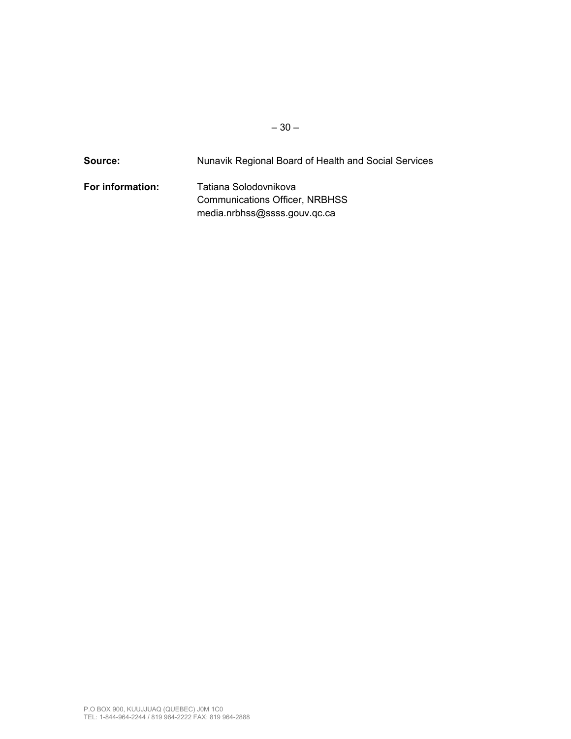– 30 –

**Source:** Nunavik Regional Board of Health and Social Services

**For information:** Tatiana Solodovnikova
Communications Officer, NRBHSS
media.nrbhss@ssss.gouv.qc.ca